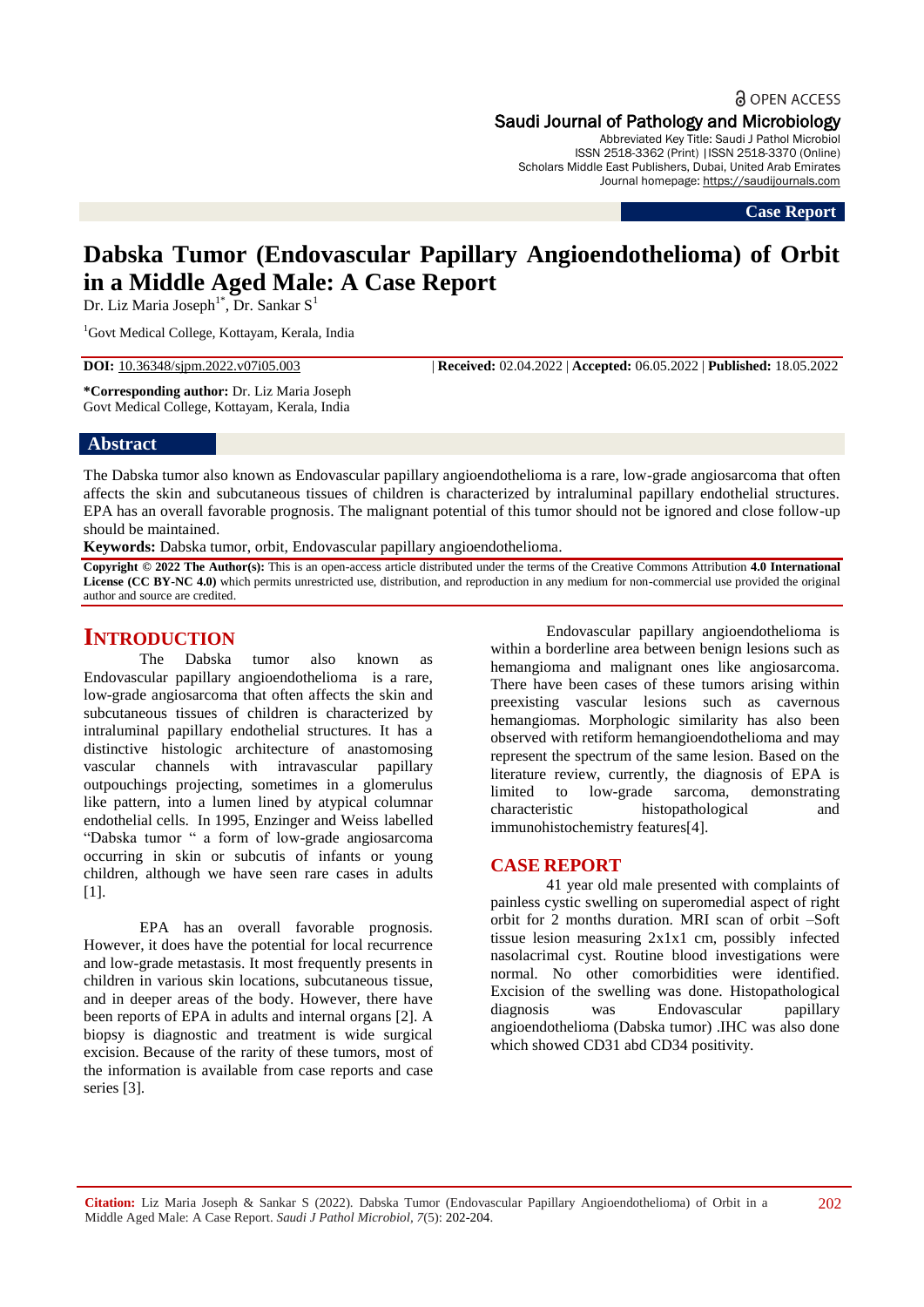OPEN ACCESS

Saudi Journal of Pathology and Microbiology

Abbreviated Key Title: Saudi J Pathol Microbiol
ISSN 2518-3362 (Print) |ISSN 2518-3370 (Online)
Scholars Middle East Publishers, Dubai, United Arab Emirates
Journal homepage: https://saudijournals.com

**Case Report**

# Dabska Tumor (Endovascular Papillary Angioendothelioma) of Orbit in a Middle Aged Male: A Case Report

Dr. Liz Maria Joseph[1*], Dr. Sankar S[1]

[1]Govt Medical College, Kottayam, Kerala, India

**DOI:** 10.36348/sjpm.2022.v07i05.003 | **Received:** 02.04.2022 | **Accepted:** 06.05.2022 | **Published:** 18.05.2022

**\*Corresponding author:** Dr. Liz Maria Joseph
Govt Medical College, Kottayam, Kerala, India

## Abstract

The Dabska tumor also known as Endovascular papillary angioendothelioma is a rare, low-grade angiosarcoma that often affects the skin and subcutaneous tissues of children is characterized by intraluminal papillary endothelial structures. EPA has an overall favorable prognosis. The malignant potential of this tumor should not be ignored and close follow-up should be maintained.

**Keywords:** Dabska tumor, orbit, Endovascular papillary angioendothelioma.

**Copyright © 2022 The Author(s):** This is an open-access article distributed under the terms of the Creative Commons Attribution **4.0 International License (CC BY-NC 4.0)** which permits unrestricted use, distribution, and reproduction in any medium for non-commercial use provided the original author and source are credited.

## INTRODUCTION

The Dabska tumor also known as Endovascular papillary angioendothelioma is a rare, low-grade angiosarcoma that often affects the skin and subcutaneous tissues of children is characterized by intraluminal papillary endothelial structures. It has a distinctive histologic architecture of anastomosing vascular channels with intravascular papillary outpouchings projecting, sometimes in a glomerulus like pattern, into a lumen lined by atypical columnar endothelial cells. In 1995, Enzinger and Weiss labelled "Dabska tumor " a form of low-grade angiosarcoma occurring in skin or subcutis of infants or young children, although we have seen rare cases in adults [1].

EPA has an overall favorable prognosis. However, it does have the potential for local recurrence and low-grade metastasis. It most frequently presents in children in various skin locations, subcutaneous tissue, and in deeper areas of the body. However, there have been reports of EPA in adults and internal organs [2]. A biopsy is diagnostic and treatment is wide surgical excision. Because of the rarity of these tumors, most of the information is available from case reports and case series [3].

Endovascular papillary angioendothelioma is within a borderline area between benign lesions such as hemangioma and malignant ones like angiosarcoma. There have been cases of these tumors arising within preexisting vascular lesions such as cavernous hemangiomas. Morphologic similarity has also been observed with retiform hemangioendothelioma and may represent the spectrum of the same lesion. Based on the literature review, currently, the diagnosis of EPA is limited to low-grade sarcoma, demonstrating characteristic histopathological and immunohistochemistry features[4].

## CASE REPORT

41 year old male presented with complaints of painless cystic swelling on superomedial aspect of right orbit for 2 months duration. MRI scan of orbit –Soft tissue lesion measuring 2x1x1 cm, possibly infected nasolacrimal cyst. Routine blood investigations were normal. No other comorbidities were identified. Excision of the swelling was done. Histopathological diagnosis was Endovascular papillary angioendothelioma (Dabska tumor) .IHC was also done which showed CD31 abd CD34 positivity.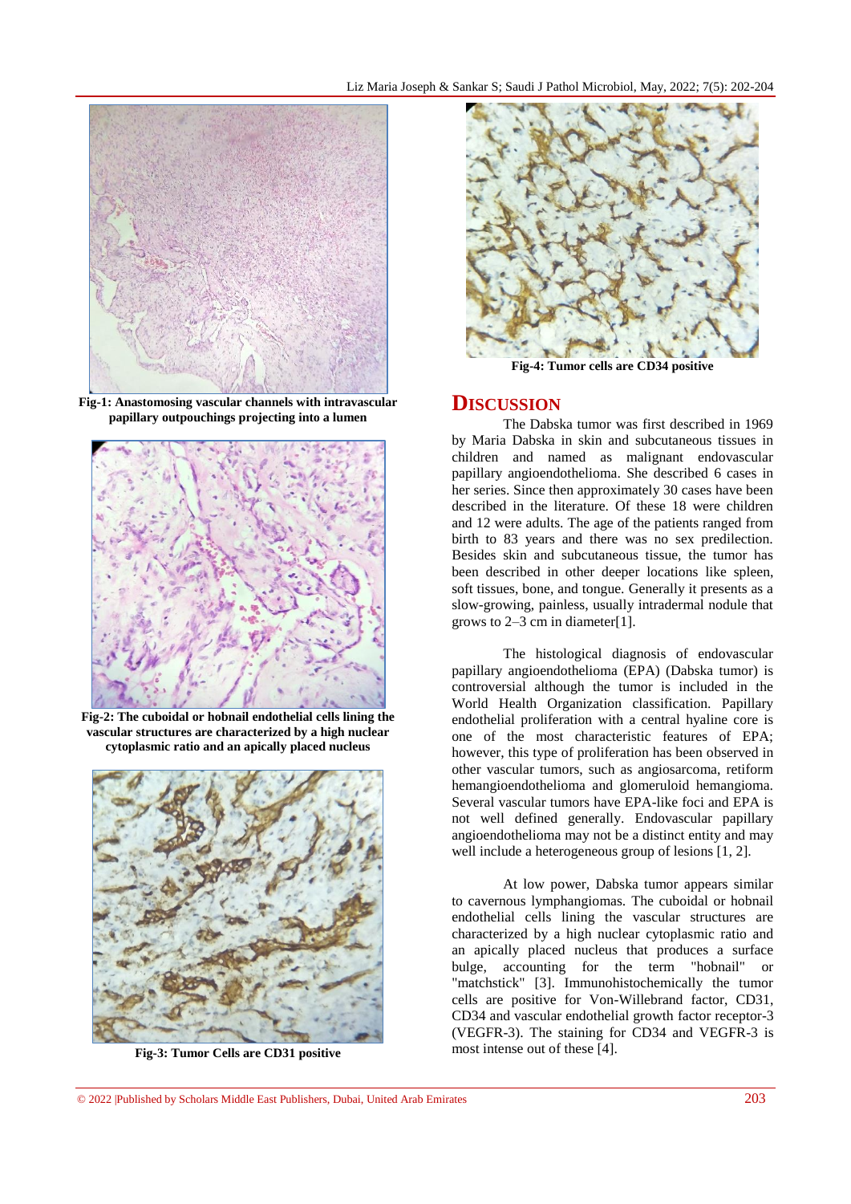Fig-1: Anastomosing vascular channels with intravascular papillary outpouchings projecting into a lumen

Fig-2: The cuboidal or hobnail endothelial cells lining the vascular structures are characterized by a high nuclear cytoplasmic ratio and an apically placed nucleus

Fig-3: Tumor Cells are CD31 positive

Fig-4: Tumor cells are CD34 positive

## DISCUSSION

The Dabska tumor was first described in 1969 by Maria Dabska in skin and subcutaneous tissues in children and named as malignant endovascular papillary angioendothelioma. She described 6 cases in her series. Since then approximately 30 cases have been described in the literature. Of these 18 were children and 12 were adults. The age of the patients ranged from birth to 83 years and there was no sex predilection. Besides skin and subcutaneous tissue, the tumor has been described in other deeper locations like spleen, soft tissues, bone, and tongue. Generally it presents as a slow-growing, painless, usually intradermal nodule that grows to 2–3 cm in diameter[1].

The histological diagnosis of endovascular papillary angioendothelioma (EPA) (Dabska tumor) is controversial although the tumor is included in the World Health Organization classification. Papillary endothelial proliferation with a central hyaline core is one of the most characteristic features of EPA; however, this type of proliferation has been observed in other vascular tumors, such as angiosarcoma, retiform hemangioendothelioma and glomeruloid hemangioma. Several vascular tumors have EPA-like foci and EPA is not well defined generally. Endovascular papillary angioendothelioma may not be a distinct entity and may well include a heterogeneous group of lesions [1, 2].

At low power, Dabska tumor appears similar to cavernous lymphangiomas. The cuboidal or hobnail endothelial cells lining the vascular structures are characterized by a high nuclear cytoplasmic ratio and an apically placed nucleus that produces a surface bulge, accounting for the term "hobnail" or "matchstick" [3]. Immunohistochemically the tumor cells are positive for Von-Willebrand factor, CD31, CD34 and vascular endothelial growth factor receptor-3 (VEGFR-3). The staining for CD34 and VEGFR-3 is most intense out of these [4].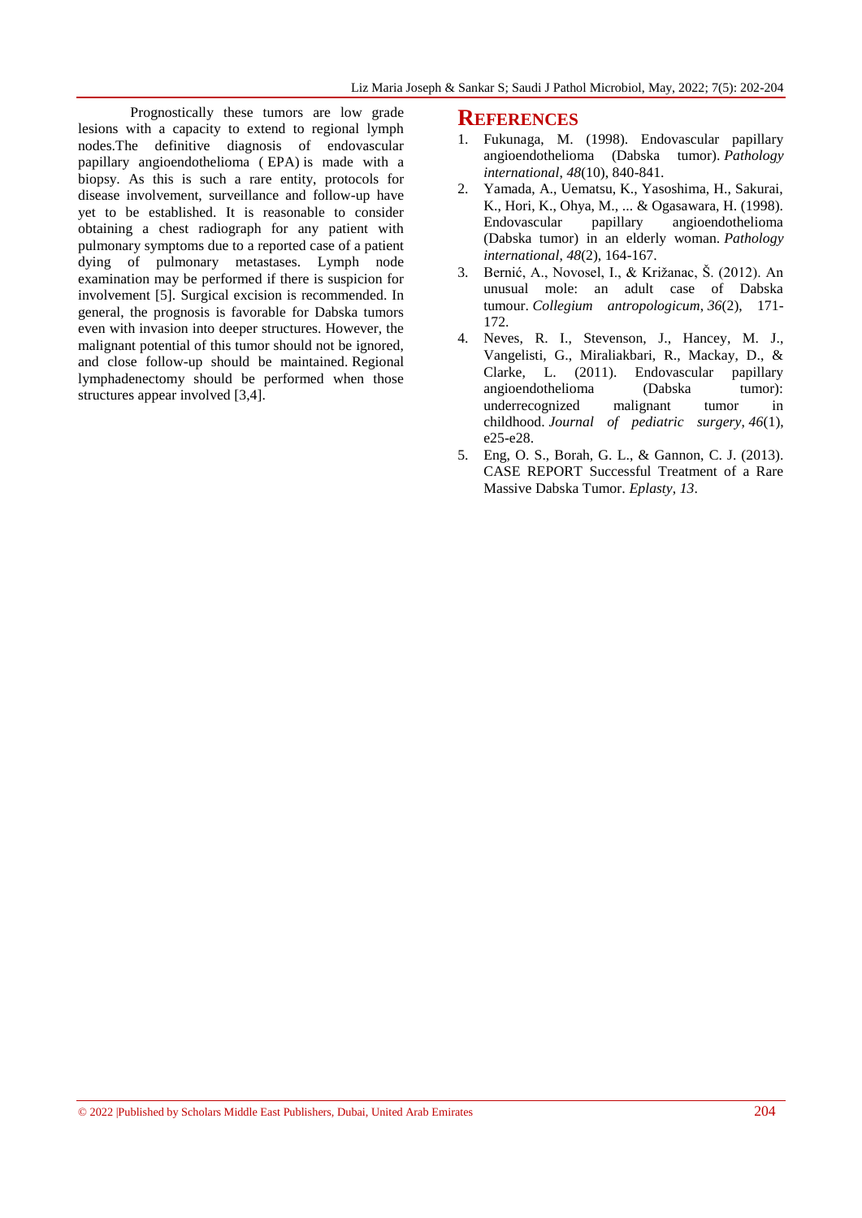Prognostically these tumors are low grade lesions with a capacity to extend to regional lymph nodes.The definitive diagnosis of endovascular papillary angioendothelioma ( EPA) is made with a biopsy. As this is such a rare entity, protocols for disease involvement, surveillance and follow-up have yet to be established. It is reasonable to consider obtaining a chest radiograph for any patient with pulmonary symptoms due to a reported case of a patient dying of pulmonary metastases. Lymph node examination may be performed if there is suspicion for involvement [5]. Surgical excision is recommended. In general, the prognosis is favorable for Dabska tumors even with invasion into deeper structures. However, the malignant potential of this tumor should not be ignored, and close follow-up should be maintained. Regional lymphadenectomy should be performed when those structures appear involved [3,4].

## REFERENCES

1. Fukunaga, M. (1998). Endovascular papillary angioendothelioma (Dabska tumor). *Pathology international*, *48*(10), 840-841.
2. Yamada, A., Uematsu, K., Yasoshima, H., Sakurai, K., Hori, K., Ohya, M., ... & Ogasawara, H. (1998). Endovascular papillary angioendothelioma (Dabska tumor) in an elderly woman. *Pathology international*, *48*(2), 164-167.
3. Bernić, A., Novosel, I., & Križanac, Š. (2012). An unusual mole: an adult case of Dabska tumour. *Collegium antropologicum*, *36*(2), 171-172.
4. Neves, R. I., Stevenson, J., Hancey, M. J., Vangelisti, G., Miraliakbari, R., Mackay, D., & Clarke, L. (2011). Endovascular papillary angioendothelioma (Dabska tumor): underrecognized malignant tumor in childhood. *Journal of pediatric surgery*, *46*(1), e25-e28.
5. Eng, O. S., Borah, G. L., & Gannon, C. J. (2013). CASE REPORT Successful Treatment of a Rare Massive Dabska Tumor. *Eplasty*, *13*.